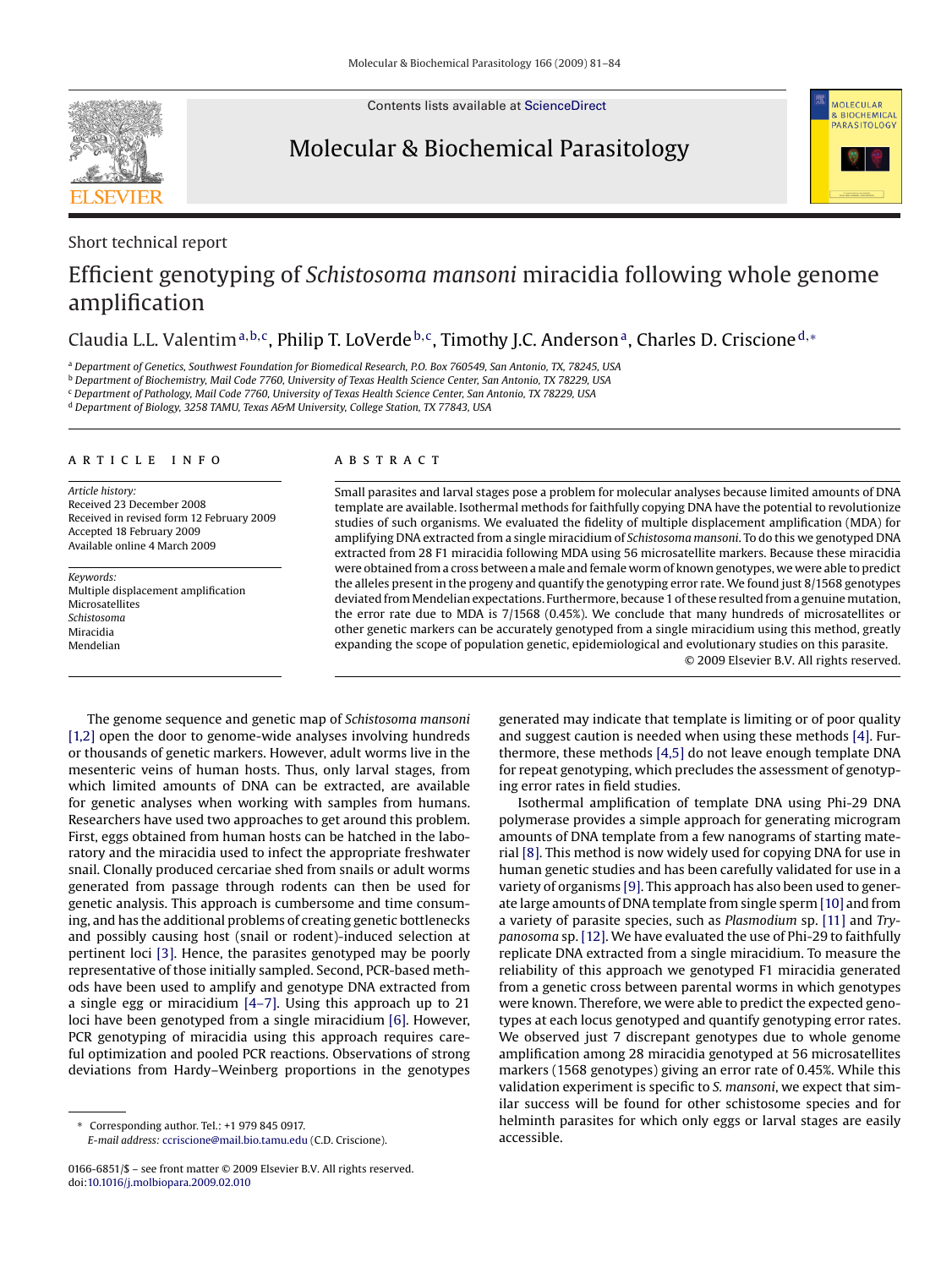Short technical report

# Efficient genotyping of *Schistosoma mansoni* miracidia following whole genome amplification

Claudia L.L. Valentim [a,b,c], Philip T. LoVerde [b,c], Timothy J.C. Anderson [a], Charles D. Criscione [d,*]

[a] Department of Genetics, Southwest Foundation for Biomedical Research, P.O. Box 760549, San Antonio, TX, 78245, USA
[b] Department of Biochemistry, Mail Code 7760, University of Texas Health Science Center, San Antonio, TX 78229, USA
[c] Department of Pathology, Mail Code 7760, University of Texas Health Science Center, San Antonio, TX 78229, USA
[d] Department of Biology, 3258 TAMU, Texas A&M University, College Station, TX 77843, USA

## ARTICLE INFO

*Article history:*
Received 23 December 2008
Received in revised form 12 February 2009
Accepted 18 February 2009
Available online 4 March 2009

*Keywords:*
Multiple displacement amplification
Microsatellites
*Schistosoma*
Miracidia
Mendelian

## ABSTRACT

Small parasites and larval stages pose a problem for molecular analyses because limited amounts of DNA template are available. Isothermal methods for faithfully copying DNA have the potential to revolutionize studies of such organisms. We evaluated the fidelity of multiple displacement amplification (MDA) for amplifying DNA extracted from a single miracidium of *Schistosoma mansoni*. To do this we genotyped DNA extracted from 28 F1 miracidia following MDA using 56 microsatellite markers. Because these miracidia were obtained from a cross between a male and female worm of known genotypes, we were able to predict the alleles present in the progeny and quantify the genotyping error rate. We found just 8/1568 genotypes deviated from Mendelian expectations. Furthermore, because 1 of these resulted from a genuine mutation, the error rate due to MDA is 7/1568 (0.45%). We conclude that many hundreds of microsatellites or other genetic markers can be accurately genotyped from a single miracidium using this method, greatly expanding the scope of population genetic, epidemiological and evolutionary studies on this parasite.

© 2009 Elsevier B.V. All rights reserved.

The genome sequence and genetic map of *Schistosoma mansoni* [1,2] open the door to genome-wide analyses involving hundreds or thousands of genetic markers. However, adult worms live in the mesenteric veins of human hosts. Thus, only larval stages, from which limited amounts of DNA can be extracted, are available for genetic analyses when working with samples from humans. Researchers have used two approaches to get around this problem. First, eggs obtained from human hosts can be hatched in the laboratory and the miracidia used to infect the appropriate freshwater snail. Clonally produced cercariae shed from snails or adult worms generated from passage through rodents can then be used for genetic analysis. This approach is cumbersome and time consuming, and has the additional problems of creating genetic bottlenecks and possibly causing host (snail or rodent)-induced selection at pertinent loci [3]. Hence, the parasites genotyped may be poorly representative of those initially sampled. Second, PCR-based methods have been used to amplify and genotype DNA extracted from a single egg or miracidium [4–7]. Using this approach up to 21 loci have been genotyped from a single miracidium [6]. However, PCR genotyping of miracidia using this approach requires careful optimization and pooled PCR reactions. Observations of strong deviations from Hardy–Weinberg proportions in the genotypes generated may indicate that template is limiting or of poor quality and suggest caution is needed when using these methods [4]. Furthermore, these methods [4,5] do not leave enough template DNA for repeat genotyping, which precludes the assessment of genotyping error rates in field studies.

Isothermal amplification of template DNA using Phi-29 DNA polymerase provides a simple approach for generating microgram amounts of DNA template from a few nanograms of starting material [8]. This method is now widely used for copying DNA for use in human genetic studies and has been carefully validated for use in a variety of organisms [9]. This approach has also been used to generate large amounts of DNA template from single sperm [10] and from a variety of parasite species, such as *Plasmodium* sp. [11] and *Trypanosoma* sp. [12]. We have evaluated the use of Phi-29 to faithfully replicate DNA extracted from a single miracidium. To measure the reliability of this approach we genotyped F1 miracidia generated from a genetic cross between parental worms in which genotypes were known. Therefore, we were able to predict the expected genotypes at each locus genotyped and quantify genotyping error rates. We observed just 7 discrepant genotypes due to whole genome amplification among 28 miracidia genotyped at 56 microsatellites markers (1568 genotypes) giving an error rate of 0.45%. While this validation experiment is specific to *S. mansoni*, we expect that similar success will be found for other schistosome species and for helminth parasites for which only eggs or larval stages are easily accessible.

\* Corresponding author. Tel.: +1 979 845 0917.
*E-mail address:* ccriscione@mail.bio.tamu.edu (C.D. Criscione).

0166-6851/$ – see front matter © 2009 Elsevier B.V. All rights reserved.
doi:10.1016/j.molbiopara.2009.02.010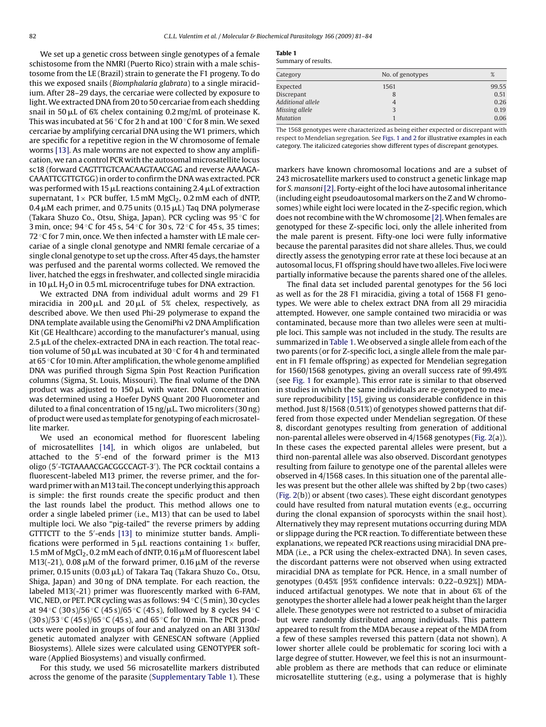We set up a genetic cross between single genotypes of a female schistosome from the NMRI (Puerto Rico) strain with a male schistosome from the LE (Brazil) strain to generate the F1 progeny. To do this we exposed snails (*Biomphalaria glabrata*) to a single miracidium. After 28–29 days, the cercariae were collected by exposure to light. We extracted DNA from 20 to 50 cercariae from each shedding snail in 50 μL of 6% chelex containing 0.2 mg/mL of proteinase K. This was incubated at 56 °C for 2 h and at 100 °C for 8 min. We sexed cercariae by amplifying cercarial DNA using the W1 primers, which are specific for a repetitive region in the W chromosome of female worms [13]. As male worms are not expected to show any amplification, we ran a control PCR with the autosomal microsatellite locus sc18 (forward CAGTTTGTCAACAAGTAACGAG and reverse AAAAGACAAATTCGTTGTGG) in order to confirm the DNA was extracted. PCR was performed with 15 μL reactions containing 2.4 μL of extraction supernatant, 1× PCR buffer, 1.5 mM $MgCl_2$, 0.2 mM each of dNTP, 0.4 μM each primer, and 0.75 units (0.15 μL) Taq DNA polymerase (Takara Shuzo Co., Otsu, Shiga, Japan). PCR cycling was 95 °C for 3 min, once; 94 °C for 45 s, 54 °C for 30 s, 72 °C for 45 s, 35 times; 72 °C for 7 min, once. We then infected a hamster with LE male cercariae of a single clonal genotype and NMRI female cercariae of a single clonal genotype to set up the cross. After 45 days, the hamster was perfused and the parental worms collected. We removed the liver, hatched the eggs in freshwater, and collected single miracidia in 10 μL $H_2O$ in 0.5 mL microcentrifuge tubes for DNA extraction.

We extracted DNA from individual adult worms and 29 F1 miracidia in 200 μL and 20 μL of 5% chelex, respectively, as described above. We then used Phi-29 polymerase to expand the DNA template available using the GenomiPhi v2 DNA Amplification Kit (GE Healthcare) according to the manufacturer's manual, using 2.5 μL of the chelex-extracted DNA in each reaction. The total reaction volume of 50 μL was incubated at 30 °C for 4 h and terminated at 65 °C for 10 min. After amplification, the whole genome amplified DNA was purified through Sigma Spin Post Reaction Purification columns (Sigma, St. Louis, Missouri). The final volume of the DNA product was adjusted to 150 μL with water. DNA concentration was determined using a Hoefer DyNS Quant 200 Fluorometer and diluted to a final concentration of 15 ng/μL. Two microliters (30 ng) of product were used as template for genotyping of each microsatellite marker.

We used an economical method for fluorescent labeling of microsatellites [14], in which oligos are unlabeled, but attached to the 5′-end of the forward primer is the M13 oligo (5′-TGTAAAACGACGGCCAGT-3′). The PCR cocktail contains a fluorescent-labeled M13 primer, the reverse primer, and the forward primer with an M13 tail. The concept underlying this approach is simple: the first rounds create the specific product and then the last rounds label the product. This method allows one to order a single labeled primer (i.e., M13) that can be used to label multiple loci. We also "pig-tailed" the reverse primers by adding GTTTCTT to the 5′-ends [13] to minimize stutter bands. Amplifications were performed in 5 μL reactions containing 1× buffer, 1.5 mM of $MgCl_2$, 0.2 mM each of dNTP, 0.16 μM of fluorescent label M13(-21), 0.08 μM of the forward primer, 0.16 μM of the reverse primer, 0.15 units (0.03 μL) of Takara Taq (Takara Shuzo Co., Otsu, Shiga, Japan) and 30 ng of DNA template. For each reaction, the labeled M13(-21) primer was fluorescently marked with 6-FAM, VIC, NED, or PET. PCR cycling was as follows: 94 °C (5 min), 30 cycles at 94 °C (30 s)/56 °C (45 s)/65 °C (45 s), followed by 8 cycles 94 °C (30 s)/53 °C (45 s)/65 °C (45 s), and 65 °C for 10 min. The PCR products were pooled in groups of four and analyzed on an ABI 3130*xl* genetic automated analyzer with GENESCAN software (Applied Biosystems). Allele sizes were calculated using GENOTYPER software (Applied Biosystems) and visually confirmed.

For this study, we used 56 microsatellite markers distributed across the genome of the parasite (Supplementary Table 1). These markers have known chromosomal locations and are a subset of 243 microsatellite markers used to construct a genetic linkage map for *S. mansoni* [2]. Forty-eight of the loci have autosomal inheritance (including eight pseudoautosomal markers on the Z and W chromosomes) while eight loci were located in the Z-specific region, which does not recombine with the W chromosome [2]. When females are genotyped for these Z-specific loci, only the allele inherited from the male parent is present. Fifty-one loci were fully informative because the parental parasites did not share alleles. Thus, we could directly assess the genotyping error rate at these loci because at an autosomal locus, F1 offspring should have two alleles. Five loci were partially informative because the parents shared one of the alleles.

**Table 1**
Summary of results.

| Category | No. of genotypes | % |
|---|---|---|
| Expected | 1561 | 99.55 |
| Discrepant | 8 | 0.51 |
| *Additional allele* | 4 | 0.26 |
| *Missing allele* | 3 | 0.19 |
| *Mutation* | 1 | 0.06 |

The 1568 genotypes were characterized as being either expected or discrepant with respect to Mendelian segregation. See Figs. 1 and 2 for illustrative examples in each category. The italicized categories show different types of discrepant genotypes.

The final data set included parental genotypes for the 56 loci as well as for the 28 F1 miracidia, giving a total of 1568 F1 genotypes. We were able to chelex extract DNA from all 29 miracidia attempted. However, one sample contained two miracidia or was contaminated, because more than two alleles were seen at multiple loci. This sample was not included in the study. The results are summarized in Table 1. We observed a single allele from each of the two parents (or for Z-specific loci, a single allele from the male parent in F1 female offspring) as expected for Mendelian segregation for 1560/1568 genotypes, giving an overall success rate of 99.49% (see Fig. 1 for example). This error rate is similar to that observed in studies in which the same individuals are re-genotyped to measure reproducibility [15], giving us considerable confidence in this method. Just 8/1568 (0.51%) of genotypes showed patterns that differed from those expected under Mendelian segregation. Of these 8, discordant genotypes resulting from generation of additional non-parental alleles were observed in 4/1568 genotypes (Fig. 2(a)). In these cases the expected parental alleles were present, but a third non-parental allele was also observed. Discordant genotypes resulting from failure to genotype one of the parental alleles were observed in 4/1568 cases. In this situation one of the parental alleles was present but the other allele was shifted by 2 bp (two cases) (Fig. 2(b)) or absent (two cases). These eight discordant genotypes could have resulted from natural mutation events (e.g., occurring during the clonal expansion of sporocysts within the snail host). Alternatively they may represent mutations occurring during MDA or slippage during the PCR reaction. To differentiate between these explanations, we repeated PCR reactions using miracidial DNA pre-MDA (i.e., a PCR using the chelex-extracted DNA). In seven cases, the discordant patterns were not observed when using extracted miracidial DNA as template for PCR. Hence, in a small number of genotypes (0.45% [95% confidence intervals: 0.22–0.92%]) MDA-induced artifactual genotypes. We note that in about 6% of the genotypes the shorter allele had a lower peak height than the larger allele. These genotypes were not restricted to a subset of miracidia but were randomly distributed among individuals. This pattern appeared to result from the MDA because a repeat of the MDA from a few of these samples reversed this pattern (data not shown). A lower shorter allele could be problematic for scoring loci with a large degree of stutter. However, we feel this is not an insurmountable problem as there are methods that can reduce or eliminate microsatellite stuttering (e.g., using a polymerase that is highly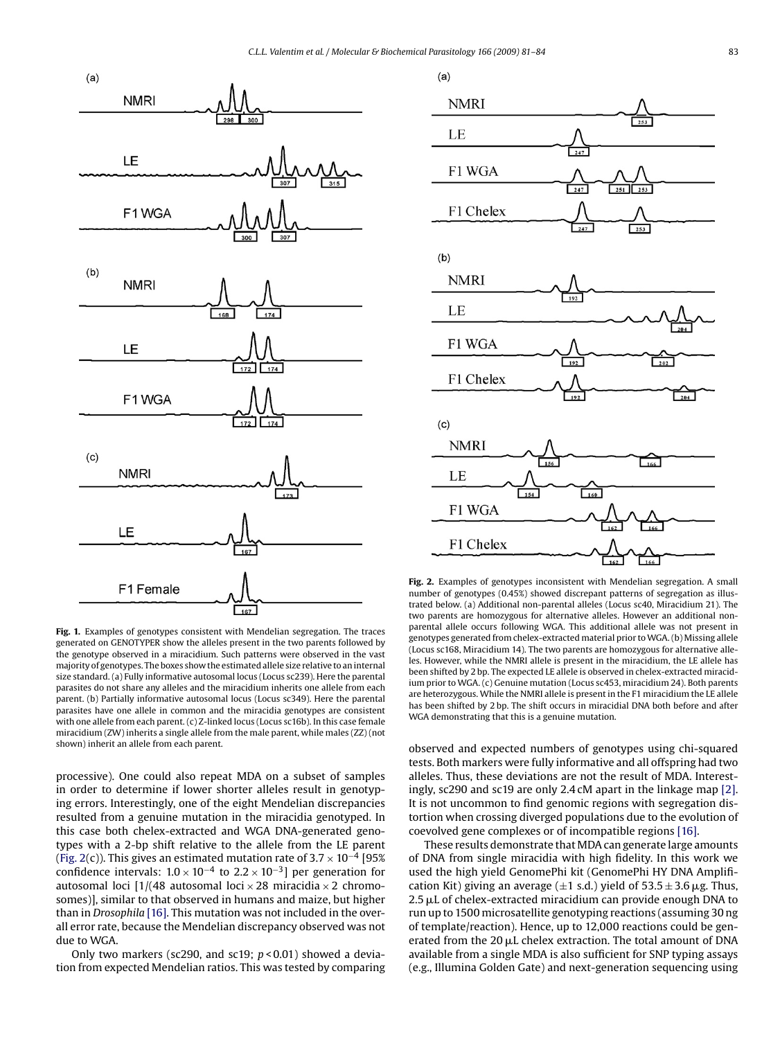**Fig. 1.** Examples of genotypes consistent with Mendelian segregation. The traces generated on GENOTYPER show the alleles present in the two parents followed by the genotype observed in a miracidium. Such patterns were observed in the vast majority of genotypes. The boxes show the estimated allele size relative to an internal size standard. (a) Fully informative autosomal locus (Locus sc239). Here the parental parasites do not share any alleles and the miracidium inherits one allele from each parent. (b) Partially informative autosomal locus (Locus sc349). Here the parental parasites have one allele in common and the miracidia genotypes are consistent with one allele from each parent. (c) Z-linked locus (Locus sc16b). In this case female miracidium (ZW) inherits a single allele from the male parent, while males (ZZ) (not shown) inherit an allele from each parent.

**Fig. 2.** Examples of genotypes inconsistent with Mendelian segregation. A small number of genotypes (0.45%) showed discrepant patterns of segregation as illustrated below. (a) Additional non-parental alleles (Locus sc40, Miracidium 21). The two parents are homozygous for alternative alleles. However an additional non-parental allele occurs following WGA. This additional allele was not present in genotypes generated from chelex-extracted material prior to WGA. (b) Missing allele (Locus sc168, Miracidium 14). The two parents are homozygous for alternative alleles. However, while the NMRI allele is present in the miracidium, the LE allele has been shifted by 2 bp. The expected LE allele is observed in chelex-extracted miracidium prior to WGA. (c) Genuine mutation (Locus sc453, miracidium 24). Both parents are heterozygous. While the NMRI allele is present in the F1 miracidium the LE allele has been shifted by 2 bp. The shift occurs in miracidial DNA both before and after WGA demonstrating that this is a genuine mutation.

processive). One could also repeat MDA on a subset of samples in order to determine if lower shorter alleles result in genotyping errors. Interestingly, one of the eight Mendelian discrepancies resulted from a genuine mutation in the miracidia genotyped. In this case both chelex-extracted and WGA DNA-generated genotypes with a 2-bp shift relative to the allele from the LE parent (Fig. 2(c)). This gives an estimated mutation rate of $3.7 \times 10^{-4}$ [95% confidence intervals: $1.0 \times 10^{-4}$ to $2.2 \times 10^{-3}$] per generation for autosomal loci [1/(48 autosomal loci × 28 miracidia × 2 chromosomes)], similar to that observed in humans and maize, but higher than in *Drosophila* [16]. This mutation was not included in the overall error rate, because the Mendelian discrepancy observed was not due to WGA.

Only two markers (sc290, and sc19; $p < 0.01$) showed a deviation from expected Mendelian ratios. This was tested by comparing observed and expected numbers of genotypes using chi-squared tests. Both markers were fully informative and all offspring had two alleles. Thus, these deviations are not the result of MDA. Interestingly, sc290 and sc19 are only 2.4 cM apart in the linkage map [2]. It is not uncommon to find genomic regions with segregation distortion when crossing diverged populations due to the evolution of coevolved gene complexes or of incompatible regions [16].

These results demonstrate that MDA can generate large amounts of DNA from single miracidia with high fidelity. In this work we used the high yield GenomePhi kit (GenomePhi HY DNA Amplification Kit) giving an average (±1 s.d.) yield of 53.5 ± 3.6 μg. Thus, 2.5 μL of chelex-extracted miracidium can provide enough DNA to run up to 1500 microsatellite genotyping reactions (assuming 30 ng of template/reaction). Hence, up to 12,000 reactions could be generated from the 20 μL chelex extraction. The total amount of DNA available from a single MDA is also sufficient for SNP typing assays (e.g., Illumina Golden Gate) and next-generation sequencing using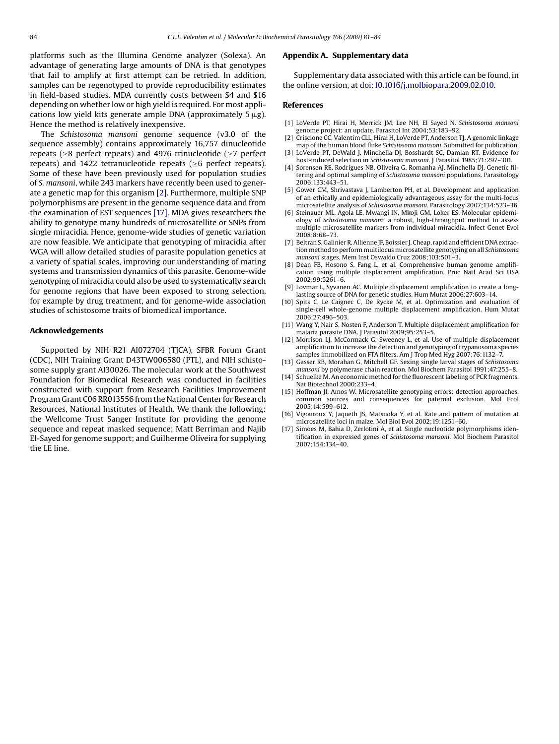platforms such as the Illumina Genome analyzer (Solexa). An advantage of generating large amounts of DNA is that genotypes that fail to amplify at first attempt can be retried. In addition, samples can be regenotyped to provide reproducibility estimates in field-based studies. MDA currently costs between \$4 and \$16 depending on whether low or high yield is required. For most applications low yield kits generate ample DNA (approximately 5 $\mu$g). Hence the method is relatively inexpensive.

The *Schistosoma mansoni* genome sequence (v3.0 of the sequence assembly) contains approximately 16,757 dinucleotide repeats ($\geq$8 perfect repeats) and 4976 trinucleotide ($\geq$7 perfect repeats) and 1422 tetranucleotide repeats ($\geq$6 perfect repeats). Some of these have been previously used for population studies of *S. mansoni*, while 243 markers have recently been used to generate a genetic map for this organism [2]. Furthermore, multiple SNP polymorphisms are present in the genome sequence data and from the examination of EST sequences [17]. MDA gives researchers the ability to genotype many hundreds of microsatellite or SNPs from single miracidia. Hence, genome-wide studies of genetic variation are now feasible. We anticipate that genotyping of miracidia after WGA will allow detailed studies of parasite population genetics at a variety of spatial scales, improving our understanding of mating systems and transmission dynamics of this parasite. Genome-wide genotyping of miracidia could also be used to systematically search for genome regions that have been exposed to strong selection, for example by drug treatment, and for genome-wide association studies of schistosome traits of biomedical importance.

## Acknowledgements

Supported by NIH R21 AI072704 (TJCA), SFBR Forum Grant (CDC), NIH Training Grant D43TW006580 (PTL), and NIH schistosome supply grant AI30026. The molecular work at the Southwest Foundation for Biomedical Research was conducted in facilities constructed with support from Research Facilities Improvement Program Grant C06 RR013556 from the National Center for Research Resources, National Institutes of Health. We thank the following: the Wellcome Trust Sanger Institute for providing the genome sequence and repeat masked sequence; Matt Berriman and Najib El-Sayed for genome support; and Guilherme Oliveira for supplying the LE line.

## Appendix A. Supplementary data

Supplementary data associated with this article can be found, in the online version, at doi:10.1016/j.molbiopara.2009.02.010.

## References

[1] LoVerde PT, Hirai H, Merrick JM, Lee NH, El Sayed N. *Schistosoma mansoni* genome project: an update. Parasitol Int 2004;53:183–92.

[2] Criscione CC, Valentim CLL, Hirai H, LoVerde PT, Anderson TJ. A genomic linkage map of the human blood fluke *Schistosoma mansoni*. Submitted for publication.

[3] LoVerde PT, DeWald J, Minchella DJ, Bosshardt SC, Damian RT. Evidence for host-induced selection in *Schistosoma mansoni*. J Parasitol 1985;71:297–301.

[4] Sorensen RE, Rodrigues NB, Oliveira G, Romanha AJ, Minchella DJ. Genetic filtering and optimal sampling of *Schistosoma mansoni* populations. Parasitology 2006;133:443–51.

[5] Gower CM, Shrivastava J, Lamberton PH, et al. Development and application of an ethically and epidemiologically advantageous assay for the multi-locus microsatellite analysis of *Schistosoma mansoni*. Parasitology 2007;134:523–36.

[6] Steinauer ML, Agola LE, Mwangi IN, Mkoji GM, Loker ES. Molecular epidemiology of *Schistosoma mansoni*: a robust, high-throughput method to assess multiple microsatellite markers from individual miracidia. Infect Genet Evol 2008;8:68–73.

[7] Beltran S, Galinier R, Allienne JF, Boissier J. Cheap, rapid and efficient DNA extraction method to perform multilocus microsatellite genotyping on all *Schistosoma mansoni* stages. Mem Inst Oswaldo Cruz 2008;103:501–3.

[8] Dean FB, Hosono S, Fang L, et al. Comprehensive human genome amplification using multiple displacement amplification. Proc Natl Acad Sci USA 2002;99:5261–6.

[9] Lovmar L, Syvanen AC. Multiple displacement amplification to create a long-lasting source of DNA for genetic studies. Hum Mutat 2006;27:603–14.

[10] Spits C, Le Caignec C, De Rycke M, et al. Optimization and evaluation of single-cell whole-genome multiple displacement amplification. Hum Mutat 2006;27:496–503.

[11] Wang Y, Nair S, Nosten F, Anderson T. Multiple displacement amplification for malaria parasite DNA. J Parasitol 2009;95:253–5.

[12] Morrison LJ, McCormack G, Sweeney L, et al. Use of multiple displacement amplification to increase the detection and genotyping of trypanosoma species samples immobilized on FTA filters. Am J Trop Med Hyg 2007;76:1132–7.

[13] Gasser RB, Morahan G, Mitchell GF. Sexing single larval stages of *Schistosoma mansoni* by polymerase chain reaction. Mol Biochem Parasitol 1991;47:255–8.

[14] Schuelke M. An economic method for the fluorescent labeling of PCR fragments. Nat Biotechnol 2000:233–4.

[15] Hoffman JI, Amos W. Microsatellite genotyping errors: detection approaches, common sources and consequences for paternal exclusion. Mol Ecol 2005;14:599–612.

[16] Vigouroux Y, Jaqueth JS, Matsuoka Y, et al. Rate and pattern of mutation at microsatellite loci in maize. Mol Biol Evol 2002;19:1251–60.

[17] Simoes M, Bahia D, Zerlotini A, et al. Single nucleotide polymorphisms identification in expressed genes of *Schistosoma mansoni*. Mol Biochem Parasitol 2007;154:134–40.